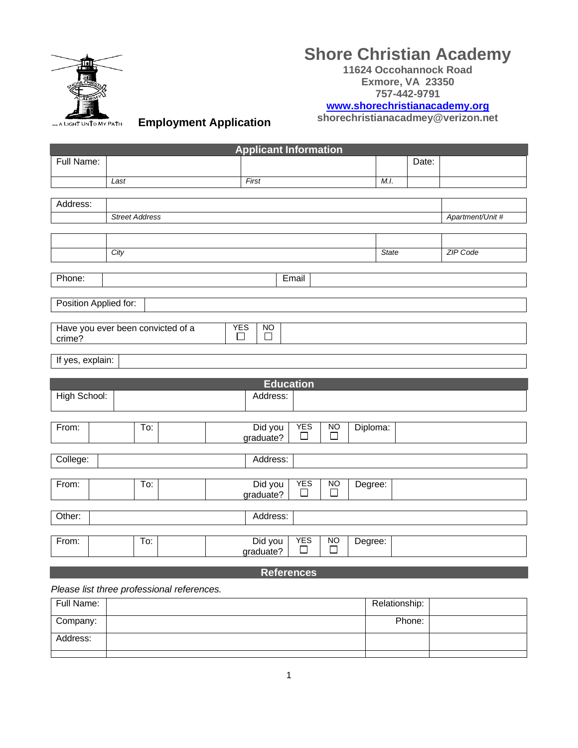# Shore Christian Academy

**11624 Occohannock Road**
**Exmore, VA 23350**
**757-442-9791**
**www.shorechristianacademy.org**
**shorechristianacadmey@verizon.net**

... A LIGHT UNTO MY PATH

## Employment Application

### Applicant Information

| Full Name: | | | | Date: | |
|---|---|---|---|---|---|
| | *Last* | *First* | *M.I.* | | |

| Address: | | |
|---|---|---|
| | *Street Address* | *Apartment/Unit #* |

| | | | |
|---|---|---|---|
| | *City* | *State* | *ZIP Code* |

| Phone: | | Email | |
|---|---|---|---|

| Position Applied for: | |
|---|---|

| Have you ever been convicted of a crime? | YES ☐ | NO ☐ | |
|---|---|---|---|

| If yes, explain: | |
|---|---|

### Education

| High School: | | Address: | |
|---|---|---|---|

| From: | | To: | | Did you graduate? | YES ☐ | NO ☐ | Diploma: | |
|---|---|---|---|---|---|---|---|---|

| College: | | Address: | |
|---|---|---|---|

| From: | | To: | | Did you graduate? | YES ☐ | NO ☐ | Degree: | |
|---|---|---|---|---|---|---|---|---|

| Other: | | Address: | |
|---|---|---|---|

| From: | | To: | | Did you graduate? | YES ☐ | NO ☐ | Degree: | |
|---|---|---|---|---|---|---|---|---|

### References

*Please list three professional references.*

| Full Name: | | Relationship: | |
|---|---|---|---|
| Company: | | Phone: | |
| Address: | | | |
| | | | |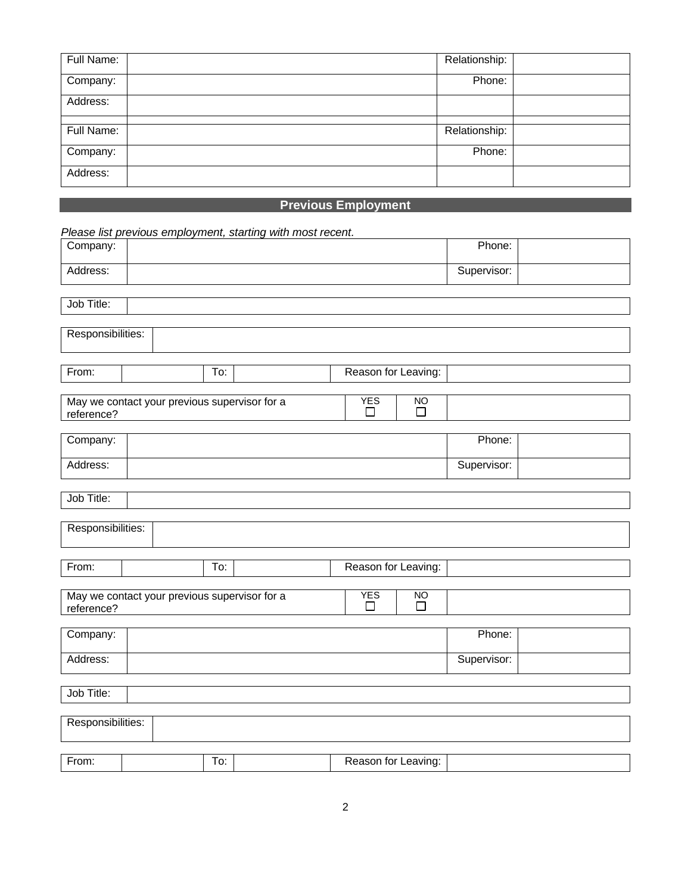| Full Name: | | Relationship: | |
|---|---|---|---|
| Company: | | Phone: | |
| Address: | | | |

| Full Name: | | Relationship: | |
|---|---|---|---|
| Company: | | Phone: | |
| Address: | | | |

## Previous Employment

*Please list previous employment, starting with most recent.*

| Company: | | Phone: | |
|---|---|---|---|
| Address: | | Supervisor: | |

| Job Title: | |
|---|---|

| Responsibilities: | |
|---|---|

| From: | | To: | | Reason for Leaving: | |
|---|---|---|---|---|---|

| May we contact your previous supervisor for a reference? | YES ☐ | NO ☐ | |
|---|---|---|---|

| Company: | | Phone: | |
|---|---|---|---|
| Address: | | Supervisor: | |

| Job Title: | |
|---|---|

| Responsibilities: | |
|---|---|

| From: | | To: | | Reason for Leaving: | |
|---|---|---|---|---|---|

| May we contact your previous supervisor for a reference? | YES ☐ | NO ☐ | |
|---|---|---|---|

| Company: | | Phone: | |
|---|---|---|---|
| Address: | | Supervisor: | |

| Job Title: | |
|---|---|

| Responsibilities: | |
|---|---|

| From: | | To: | | Reason for Leaving: | |
|---|---|---|---|---|---|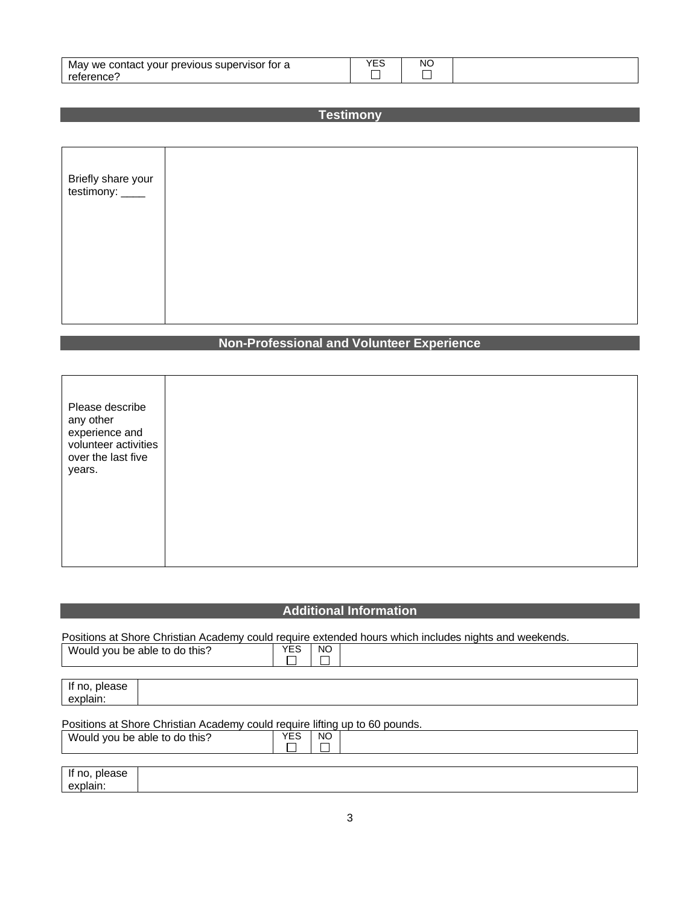| May we contact your previous supervisor for a reference? | YES ☐ | NO ☐ | |
|---|---|---|---|

## Testimony

| Briefly share your testimony: ____ | |
|---|---|

## Non-Professional and Volunteer Experience

| Please describe any other experience and volunteer activities over the last five years. | |
|---|---|

## Additional Information

Positions at Shore Christian Academy could require extended hours which includes nights and weekends.

| Would you be able to do this? | YES ☐ | NO ☐ | |
|---|---|---|---|

| If no, please explain: | |
|---|---|

Positions at Shore Christian Academy could require lifting up to 60 pounds.

| Would you be able to do this? | YES ☐ | NO ☐ | |
|---|---|---|---|

| If no, please explain: | |
|---|---|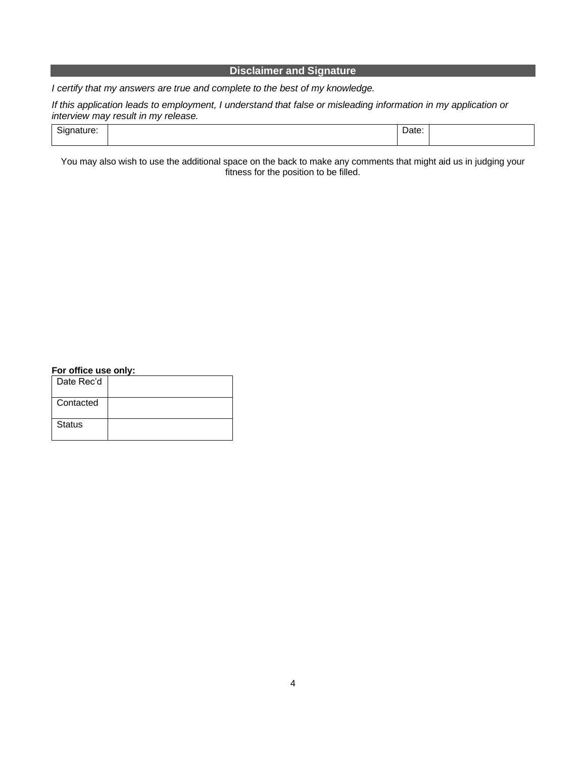## Disclaimer and Signature

*I certify that my answers are true and complete to the best of my knowledge.*

*If this application leads to employment, I understand that false or misleading information in my application or interview may result in my release.*

| | | | |
|---|---|---|---|
| Signature: | | Date: | |

You may also wish to use the additional space on the back to make any comments that might aid us in judging your fitness for the position to be filled.

**For office use only:**

| | |
|---|---|
| Date Rec'd | |
| Contacted | |
| Status | |